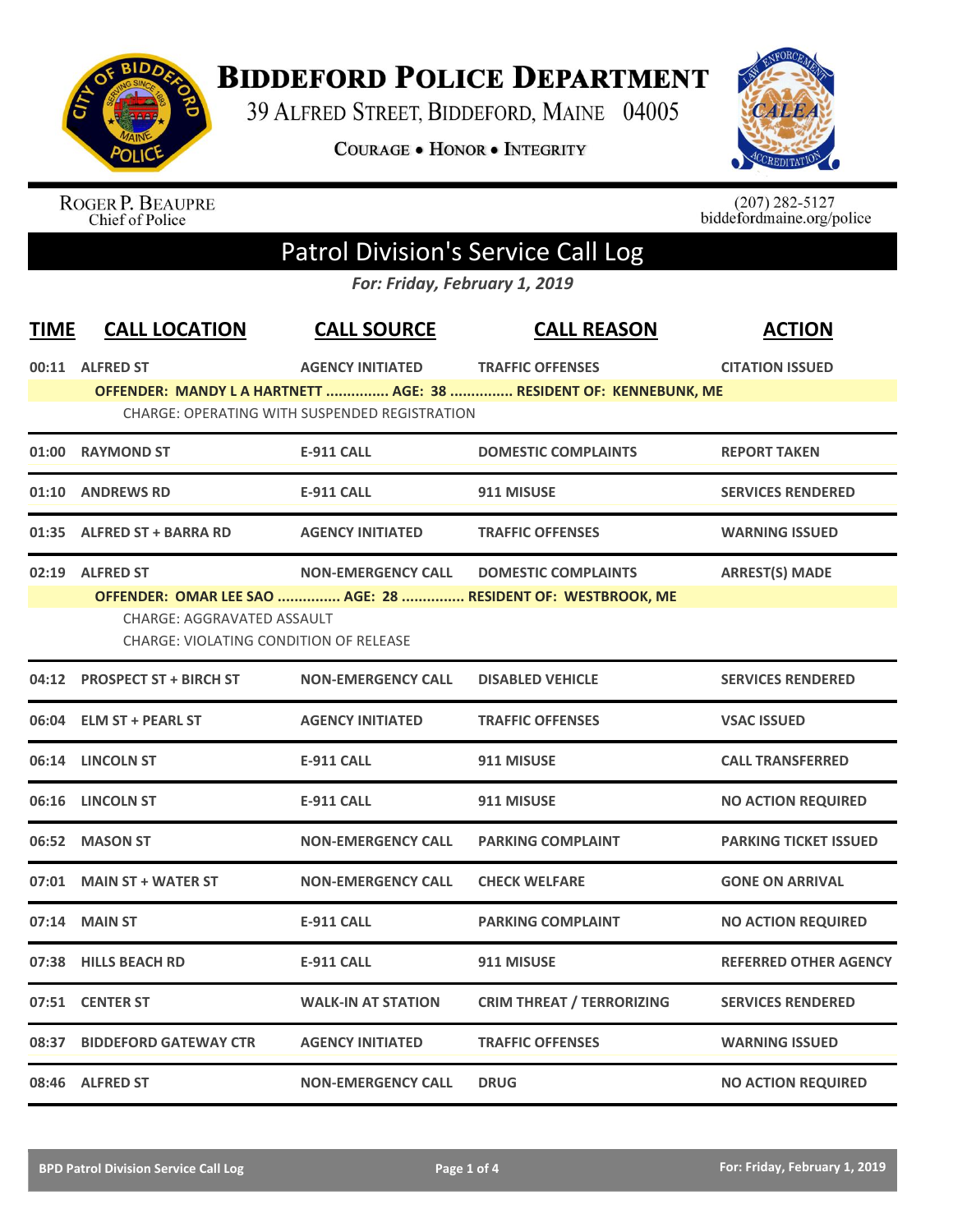# Biddeford Police Department

39 Alfred Street, Biddeford, Maine 04005

Courage • Honor • Integrity

Roger P. Beaupre
Chief of Police

(207) 282-5127
biddefordmaine.org/police

## Patrol Division's Service Call Log

*For: Friday, February 1, 2019*

| TIME | CALL LOCATION | CALL SOURCE | CALL REASON | ACTION |
|---|---|---|---|---|
| 00:11 | ALFRED ST | AGENCY INITIATED | TRAFFIC OFFENSES | CITATION ISSUED |
| | OFFENDER: MANDY L A HARTNETT ............... AGE: 38 ............... RESIDENT OF: KENNEBUNK, ME | | | |
| | CHARGE: OPERATING WITH SUSPENDED REGISTRATION | | | |
| 01:00 | RAYMOND ST | E-911 CALL | DOMESTIC COMPLAINTS | REPORT TAKEN |
| 01:10 | ANDREWS RD | E-911 CALL | 911 MISUSE | SERVICES RENDERED |
| 01:35 | ALFRED ST + BARRA RD | AGENCY INITIATED | TRAFFIC OFFENSES | WARNING ISSUED |
| 02:19 | ALFRED ST | NON-EMERGENCY CALL | DOMESTIC COMPLAINTS | ARREST(S) MADE |
| | OFFENDER: OMAR LEE SAO ............... AGE: 28 ............... RESIDENT OF: WESTBROOK, ME | | | |
| | CHARGE: AGGRAVATED ASSAULT | | | |
| | CHARGE: VIOLATING CONDITION OF RELEASE | | | |
| 04:12 | PROSPECT ST + BIRCH ST | NON-EMERGENCY CALL | DISABLED VEHICLE | SERVICES RENDERED |
| 06:04 | ELM ST + PEARL ST | AGENCY INITIATED | TRAFFIC OFFENSES | VSAC ISSUED |
| 06:14 | LINCOLN ST | E-911 CALL | 911 MISUSE | CALL TRANSFERRED |
| 06:16 | LINCOLN ST | E-911 CALL | 911 MISUSE | NO ACTION REQUIRED |
| 06:52 | MASON ST | NON-EMERGENCY CALL | PARKING COMPLAINT | PARKING TICKET ISSUED |
| 07:01 | MAIN ST + WATER ST | NON-EMERGENCY CALL | CHECK WELFARE | GONE ON ARRIVAL |
| 07:14 | MAIN ST | E-911 CALL | PARKING COMPLAINT | NO ACTION REQUIRED |
| 07:38 | HILLS BEACH RD | E-911 CALL | 911 MISUSE | REFERRED OTHER AGENCY |
| 07:51 | CENTER ST | WALK-IN AT STATION | CRIM THREAT / TERRORIZING | SERVICES RENDERED |
| 08:37 | BIDDEFORD GATEWAY CTR | AGENCY INITIATED | TRAFFIC OFFENSES | WARNING ISSUED |
| 08:46 | ALFRED ST | NON-EMERGENCY CALL | DRUG | NO ACTION REQUIRED |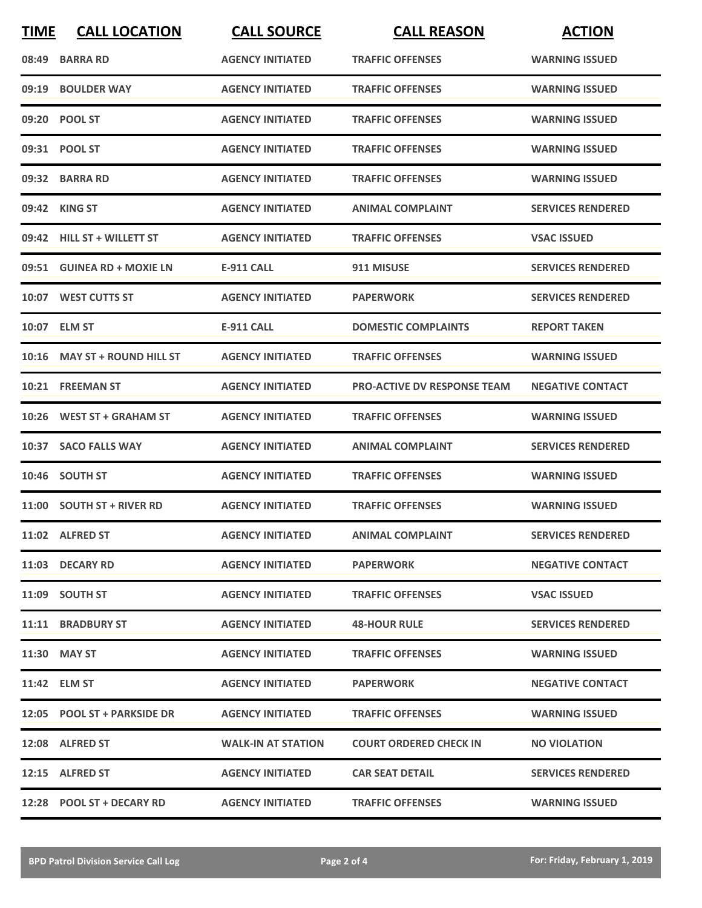| TIME | CALL LOCATION | CALL SOURCE | CALL REASON | ACTION |
|---|---|---|---|---|
| 08:49 | BARRA RD | AGENCY INITIATED | TRAFFIC OFFENSES | WARNING ISSUED |
| 09:19 | BOULDER WAY | AGENCY INITIATED | TRAFFIC OFFENSES | WARNING ISSUED |
| 09:20 | POOL ST | AGENCY INITIATED | TRAFFIC OFFENSES | WARNING ISSUED |
| 09:31 | POOL ST | AGENCY INITIATED | TRAFFIC OFFENSES | WARNING ISSUED |
| 09:32 | BARRA RD | AGENCY INITIATED | TRAFFIC OFFENSES | WARNING ISSUED |
| 09:42 | KING ST | AGENCY INITIATED | ANIMAL COMPLAINT | SERVICES RENDERED |
| 09:42 | HILL ST + WILLETT ST | AGENCY INITIATED | TRAFFIC OFFENSES | VSAC ISSUED |
| 09:51 | GUINEA RD + MOXIE LN | E-911 CALL | 911 MISUSE | SERVICES RENDERED |
| 10:07 | WEST CUTTS ST | AGENCY INITIATED | PAPERWORK | SERVICES RENDERED |
| 10:07 | ELM ST | E-911 CALL | DOMESTIC COMPLAINTS | REPORT TAKEN |
| 10:16 | MAY ST + ROUND HILL ST | AGENCY INITIATED | TRAFFIC OFFENSES | WARNING ISSUED |
| 10:21 | FREEMAN ST | AGENCY INITIATED | PRO-ACTIVE DV RESPONSE TEAM | NEGATIVE CONTACT |
| 10:26 | WEST ST + GRAHAM ST | AGENCY INITIATED | TRAFFIC OFFENSES | WARNING ISSUED |
| 10:37 | SACO FALLS WAY | AGENCY INITIATED | ANIMAL COMPLAINT | SERVICES RENDERED |
| 10:46 | SOUTH ST | AGENCY INITIATED | TRAFFIC OFFENSES | WARNING ISSUED |
| 11:00 | SOUTH ST + RIVER RD | AGENCY INITIATED | TRAFFIC OFFENSES | WARNING ISSUED |
| 11:02 | ALFRED ST | AGENCY INITIATED | ANIMAL COMPLAINT | SERVICES RENDERED |
| 11:03 | DECARY RD | AGENCY INITIATED | PAPERWORK | NEGATIVE CONTACT |
| 11:09 | SOUTH ST | AGENCY INITIATED | TRAFFIC OFFENSES | VSAC ISSUED |
| 11:11 | BRADBURY ST | AGENCY INITIATED | 48-HOUR RULE | SERVICES RENDERED |
| 11:30 | MAY ST | AGENCY INITIATED | TRAFFIC OFFENSES | WARNING ISSUED |
| 11:42 | ELM ST | AGENCY INITIATED | PAPERWORK | NEGATIVE CONTACT |
| 12:05 | POOL ST + PARKSIDE DR | AGENCY INITIATED | TRAFFIC OFFENSES | WARNING ISSUED |
| 12:08 | ALFRED ST | WALK-IN AT STATION | COURT ORDERED CHECK IN | NO VIOLATION |
| 12:15 | ALFRED ST | AGENCY INITIATED | CAR SEAT DETAIL | SERVICES RENDERED |
| 12:28 | POOL ST + DECARY RD | AGENCY INITIATED | TRAFFIC OFFENSES | WARNING ISSUED |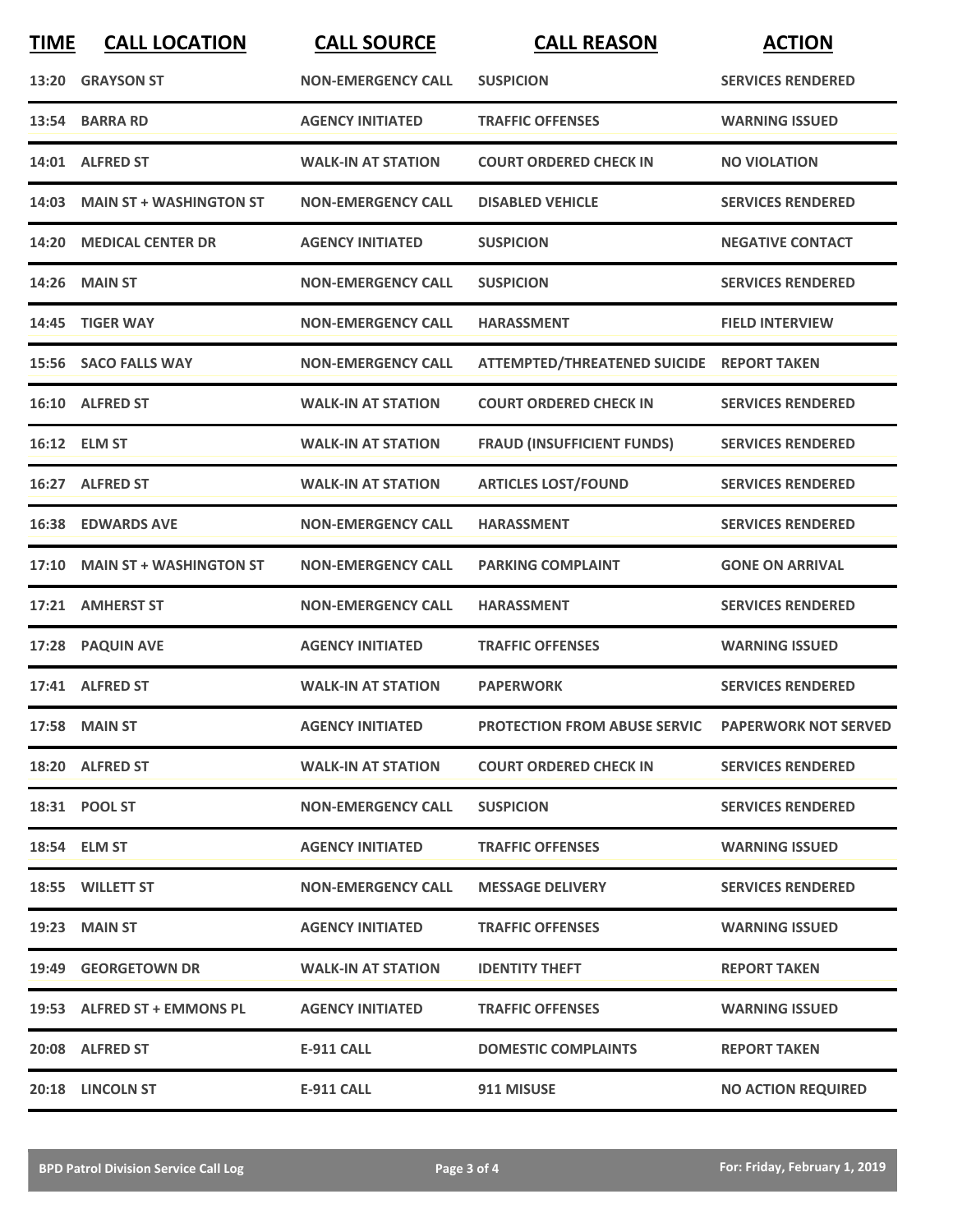| TIME | CALL LOCATION | CALL SOURCE | CALL REASON | ACTION |
| --- | --- | --- | --- | --- |
| 13:20 | GRAYSON ST | NON-EMERGENCY CALL | SUSPICION | SERVICES RENDERED |
| 13:54 | BARRA RD | AGENCY INITIATED | TRAFFIC OFFENSES | WARNING ISSUED |
| 14:01 | ALFRED ST | WALK-IN AT STATION | COURT ORDERED CHECK IN | NO VIOLATION |
| 14:03 | MAIN ST + WASHINGTON ST | NON-EMERGENCY CALL | DISABLED VEHICLE | SERVICES RENDERED |
| 14:20 | MEDICAL CENTER DR | AGENCY INITIATED | SUSPICION | NEGATIVE CONTACT |
| 14:26 | MAIN ST | NON-EMERGENCY CALL | SUSPICION | SERVICES RENDERED |
| 14:45 | TIGER WAY | NON-EMERGENCY CALL | HARASSMENT | FIELD INTERVIEW |
| 15:56 | SACO FALLS WAY | NON-EMERGENCY CALL | ATTEMPTED/THREATENED SUICIDE | REPORT TAKEN |
| 16:10 | ALFRED ST | WALK-IN AT STATION | COURT ORDERED CHECK IN | SERVICES RENDERED |
| 16:12 | ELM ST | WALK-IN AT STATION | FRAUD (INSUFFICIENT FUNDS) | SERVICES RENDERED |
| 16:27 | ALFRED ST | WALK-IN AT STATION | ARTICLES LOST/FOUND | SERVICES RENDERED |
| 16:38 | EDWARDS AVE | NON-EMERGENCY CALL | HARASSMENT | SERVICES RENDERED |
| 17:10 | MAIN ST + WASHINGTON ST | NON-EMERGENCY CALL | PARKING COMPLAINT | GONE ON ARRIVAL |
| 17:21 | AMHERST ST | NON-EMERGENCY CALL | HARASSMENT | SERVICES RENDERED |
| 17:28 | PAQUIN AVE | AGENCY INITIATED | TRAFFIC OFFENSES | WARNING ISSUED |
| 17:41 | ALFRED ST | WALK-IN AT STATION | PAPERWORK | SERVICES RENDERED |
| 17:58 | MAIN ST | AGENCY INITIATED | PROTECTION FROM ABUSE SERVIC | PAPERWORK NOT SERVED |
| 18:20 | ALFRED ST | WALK-IN AT STATION | COURT ORDERED CHECK IN | SERVICES RENDERED |
| 18:31 | POOL ST | NON-EMERGENCY CALL | SUSPICION | SERVICES RENDERED |
| 18:54 | ELM ST | AGENCY INITIATED | TRAFFIC OFFENSES | WARNING ISSUED |
| 18:55 | WILLETT ST | NON-EMERGENCY CALL | MESSAGE DELIVERY | SERVICES RENDERED |
| 19:23 | MAIN ST | AGENCY INITIATED | TRAFFIC OFFENSES | WARNING ISSUED |
| 19:49 | GEORGETOWN DR | WALK-IN AT STATION | IDENTITY THEFT | REPORT TAKEN |
| 19:53 | ALFRED ST + EMMONS PL | AGENCY INITIATED | TRAFFIC OFFENSES | WARNING ISSUED |
| 20:08 | ALFRED ST | E-911 CALL | DOMESTIC COMPLAINTS | REPORT TAKEN |
| 20:18 | LINCOLN ST | E-911 CALL | 911 MISUSE | NO ACTION REQUIRED |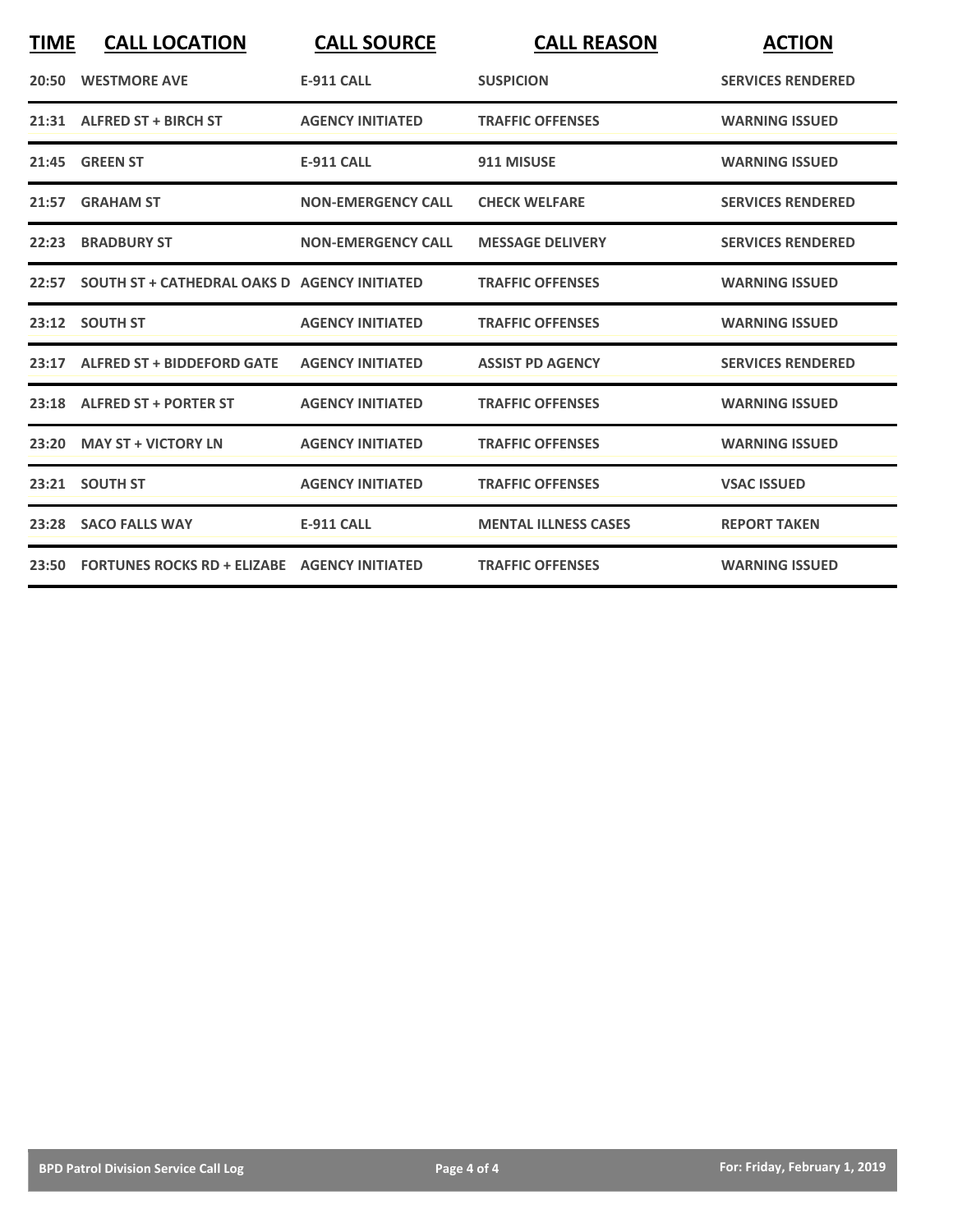| TIME | CALL LOCATION | CALL SOURCE | CALL REASON | ACTION |
|---|---|---|---|---|
| 20:50 | WESTMORE AVE | E-911 CALL | SUSPICION | SERVICES RENDERED |
| 21:31 | ALFRED ST + BIRCH ST | AGENCY INITIATED | TRAFFIC OFFENSES | WARNING ISSUED |
| 21:45 | GREEN ST | E-911 CALL | 911 MISUSE | WARNING ISSUED |
| 21:57 | GRAHAM ST | NON-EMERGENCY CALL | CHECK WELFARE | SERVICES RENDERED |
| 22:23 | BRADBURY ST | NON-EMERGENCY CALL | MESSAGE DELIVERY | SERVICES RENDERED |
| 22:57 | SOUTH ST + CATHEDRAL OAKS D | AGENCY INITIATED | TRAFFIC OFFENSES | WARNING ISSUED |
| 23:12 | SOUTH ST | AGENCY INITIATED | TRAFFIC OFFENSES | WARNING ISSUED |
| 23:17 | ALFRED ST + BIDDEFORD GATE | AGENCY INITIATED | ASSIST PD AGENCY | SERVICES RENDERED |
| 23:18 | ALFRED ST + PORTER ST | AGENCY INITIATED | TRAFFIC OFFENSES | WARNING ISSUED |
| 23:20 | MAY ST + VICTORY LN | AGENCY INITIATED | TRAFFIC OFFENSES | WARNING ISSUED |
| 23:21 | SOUTH ST | AGENCY INITIATED | TRAFFIC OFFENSES | VSAC ISSUED |
| 23:28 | SACO FALLS WAY | E-911 CALL | MENTAL ILLNESS CASES | REPORT TAKEN |
| 23:50 | FORTUNES ROCKS RD + ELIZABE | AGENCY INITIATED | TRAFFIC OFFENSES | WARNING ISSUED |